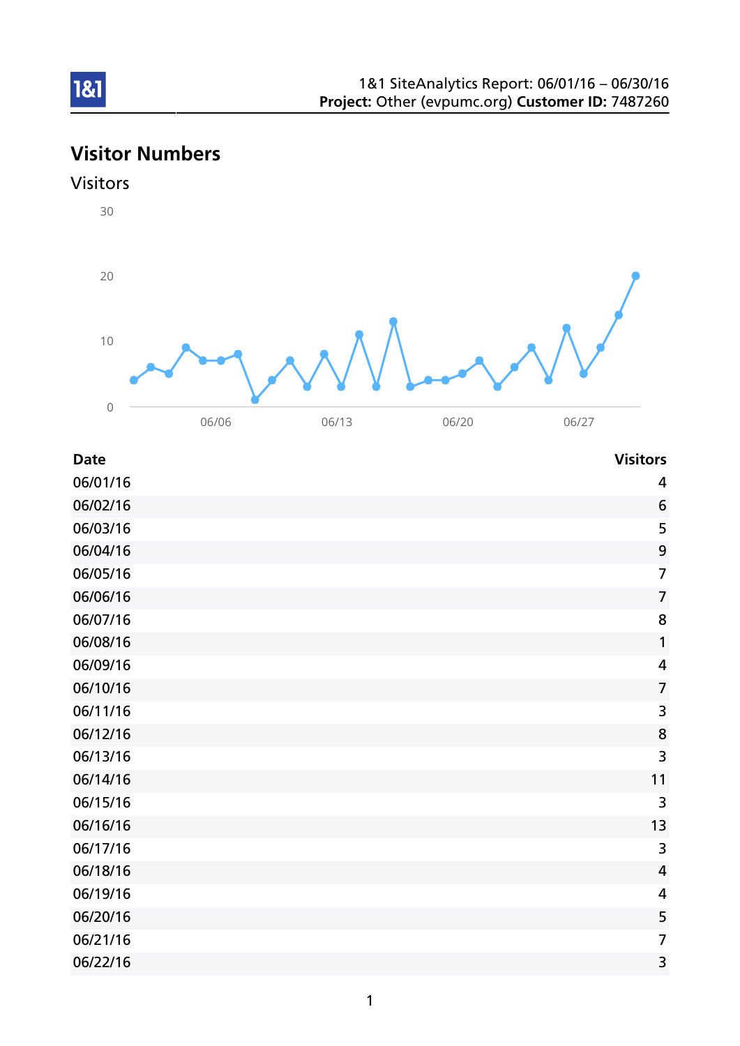1&1 SiteAnalytics Report: 06/01/16 – 06/30/16
**Project:** Other (evpumc.org) **Customer ID:** 7487260

# Visitor Numbers

## Visitors

| Date | Visitors |
|---|---|
| 06/01/16 | 4 |
| 06/02/16 | 6 |
| 06/03/16 | 5 |
| 06/04/16 | 9 |
| 06/05/16 | 7 |
| 06/06/16 | 7 |
| 06/07/16 | 8 |
| 06/08/16 | 1 |
| 06/09/16 | 4 |
| 06/10/16 | 7 |
| 06/11/16 | 3 |
| 06/12/16 | 8 |
| 06/13/16 | 3 |
| 06/14/16 | 11 |
| 06/15/16 | 3 |
| 06/16/16 | 13 |
| 06/17/16 | 3 |
| 06/18/16 | 4 |
| 06/19/16 | 4 |
| 06/20/16 | 5 |
| 06/21/16 | 7 |
| 06/22/16 | 3 |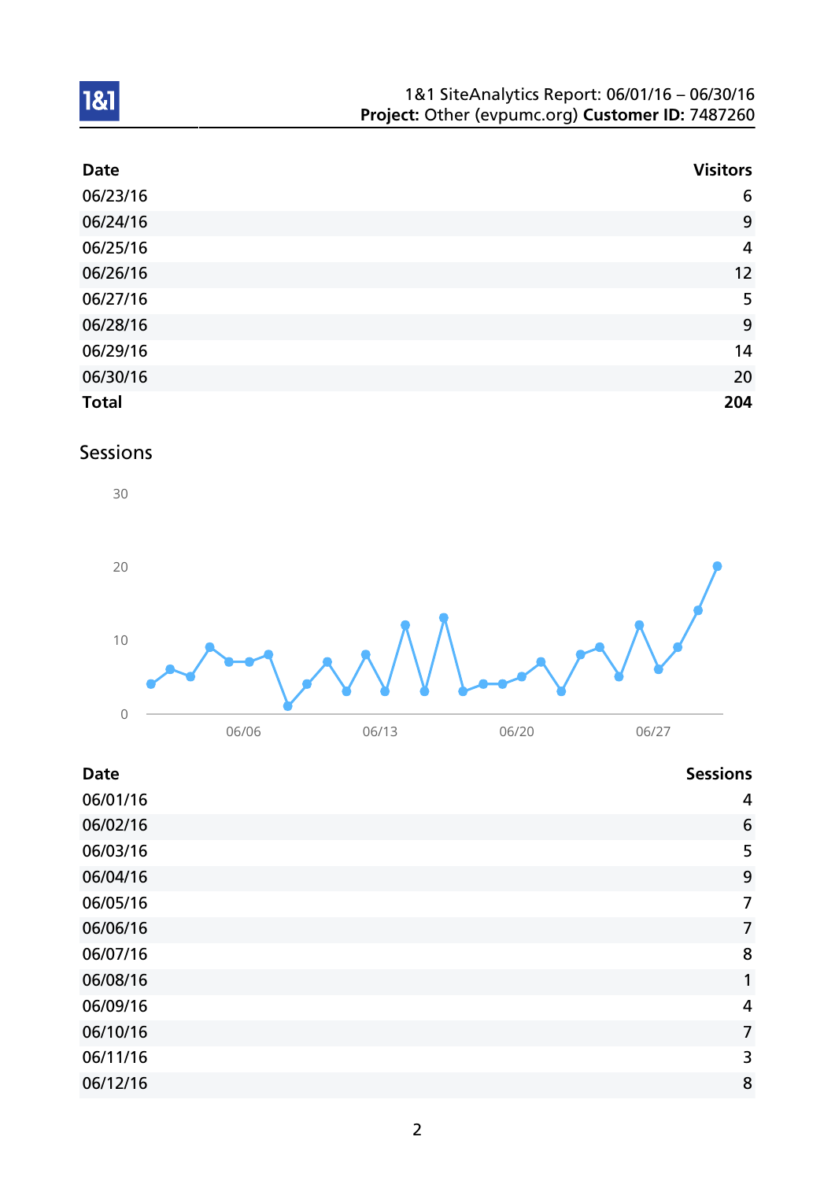| Date | Visitors |
|---|---|
| 06/23/16 | 6 |
| 06/24/16 | 9 |
| 06/25/16 | 4 |
| 06/26/16 | 12 |
| 06/27/16 | 5 |
| 06/28/16 | 9 |
| 06/29/16 | 14 |
| 06/30/16 | 20 |
| **Total** | **204** |

## Sessions

| Date | Sessions |
|---|---|
| 06/01/16 | 4 |
| 06/02/16 | 6 |
| 06/03/16 | 5 |
| 06/04/16 | 9 |
| 06/05/16 | 7 |
| 06/06/16 | 7 |
| 06/07/16 | 8 |
| 06/08/16 | 1 |
| 06/09/16 | 4 |
| 06/10/16 | 7 |
| 06/11/16 | 3 |
| 06/12/16 | 8 |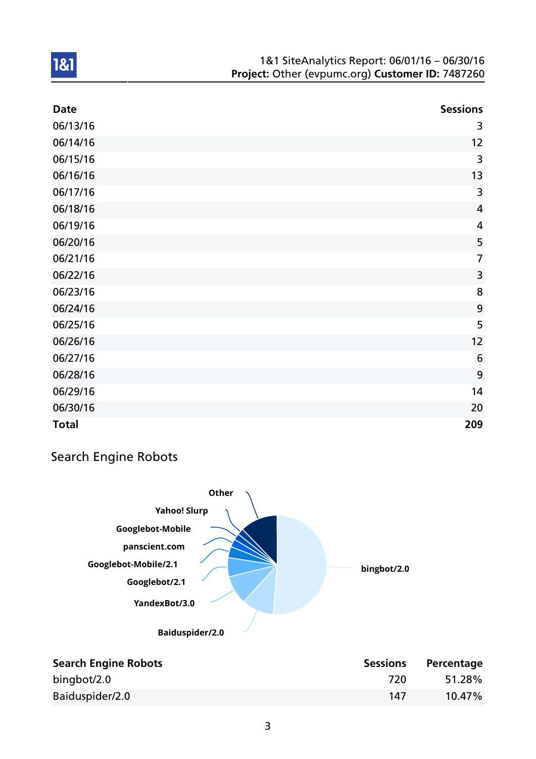| Date | Sessions |
|---|---|
| 06/13/16 | 3 |
| 06/14/16 | 12 |
| 06/15/16 | 3 |
| 06/16/16 | 13 |
| 06/17/16 | 3 |
| 06/18/16 | 4 |
| 06/19/16 | 4 |
| 06/20/16 | 5 |
| 06/21/16 | 7 |
| 06/22/16 | 3 |
| 06/23/16 | 8 |
| 06/24/16 | 9 |
| 06/25/16 | 5 |
| 06/26/16 | 12 |
| 06/27/16 | 6 |
| 06/28/16 | 9 |
| 06/29/16 | 14 |
| 06/30/16 | 20 |
| **Total** | **209** |

## Search Engine Robots

| Search Engine Robots | Sessions | Percentage |
|---|---|---|
| bingbot/2.0 | 720 | 51.28% |
| Baiduspider/2.0 | 147 | 10.47% |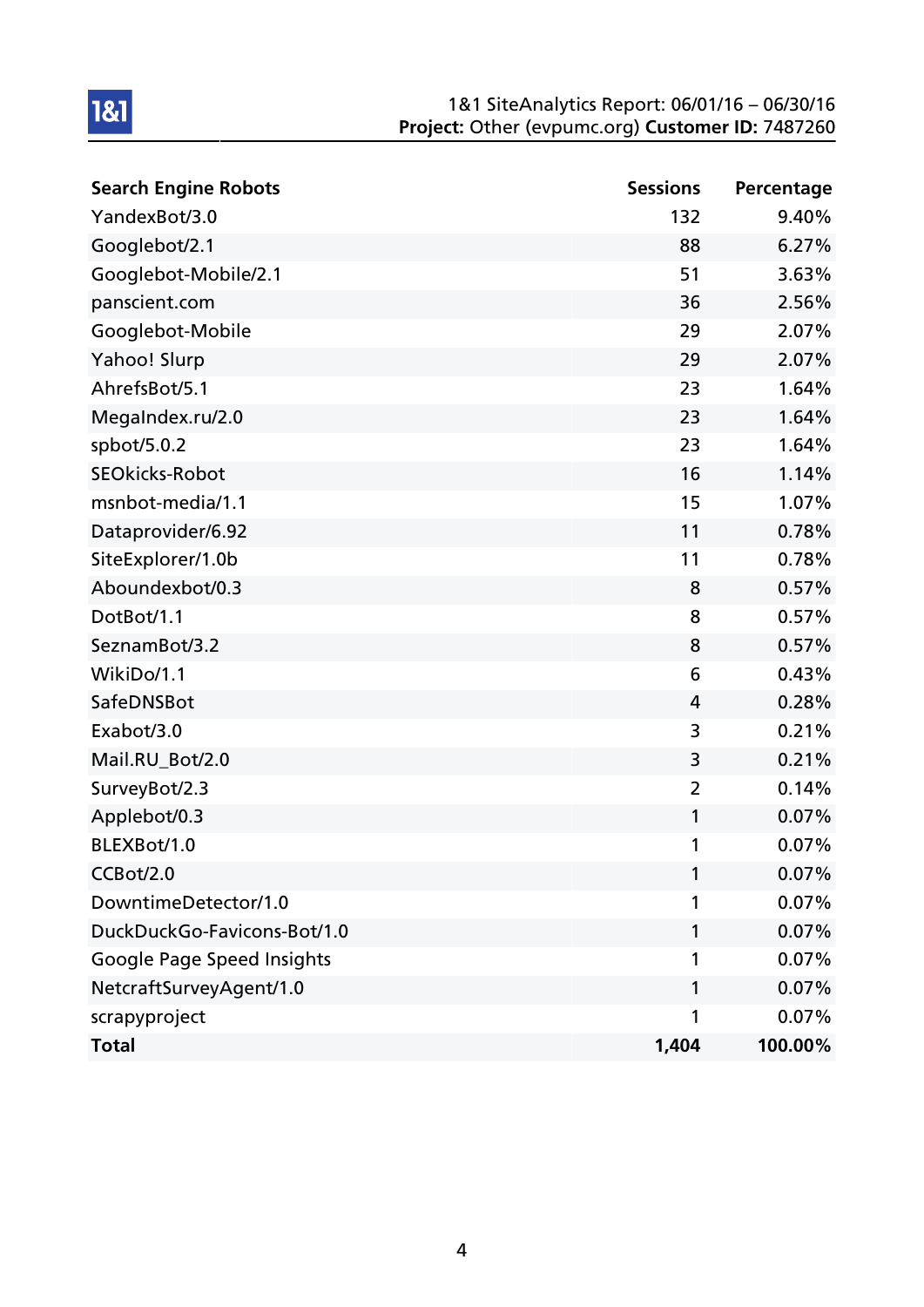| Search Engine Robots | Sessions | Percentage |
|---|---|---|
| YandexBot/3.0 | 132 | 9.40% |
| Googlebot/2.1 | 88 | 6.27% |
| Googlebot-Mobile/2.1 | 51 | 3.63% |
| panscient.com | 36 | 2.56% |
| Googlebot-Mobile | 29 | 2.07% |
| Yahoo! Slurp | 29 | 2.07% |
| AhrefsBot/5.1 | 23 | 1.64% |
| MegaIndex.ru/2.0 | 23 | 1.64% |
| spbot/5.0.2 | 23 | 1.64% |
| SEOkicks-Robot | 16 | 1.14% |
| msnbot-media/1.1 | 15 | 1.07% |
| Dataprovider/6.92 | 11 | 0.78% |
| SiteExplorer/1.0b | 11 | 0.78% |
| Aboundexbot/0.3 | 8 | 0.57% |
| DotBot/1.1 | 8 | 0.57% |
| SeznamBot/3.2 | 8 | 0.57% |
| WikiDo/1.1 | 6 | 0.43% |
| SafeDNSBot | 4 | 0.28% |
| Exabot/3.0 | 3 | 0.21% |
| Mail.RU_Bot/2.0 | 3 | 0.21% |
| SurveyBot/2.3 | 2 | 0.14% |
| Applebot/0.3 | 1 | 0.07% |
| BLEXBot/1.0 | 1 | 0.07% |
| CCBot/2.0 | 1 | 0.07% |
| DowntimeDetector/1.0 | 1 | 0.07% |
| DuckDuckGo-Favicons-Bot/1.0 | 1 | 0.07% |
| Google Page Speed Insights | 1 | 0.07% |
| NetcraftSurveyAgent/1.0 | 1 | 0.07% |
| scrapyproject | 1 | 0.07% |
| **Total** | **1,404** | **100.00%** |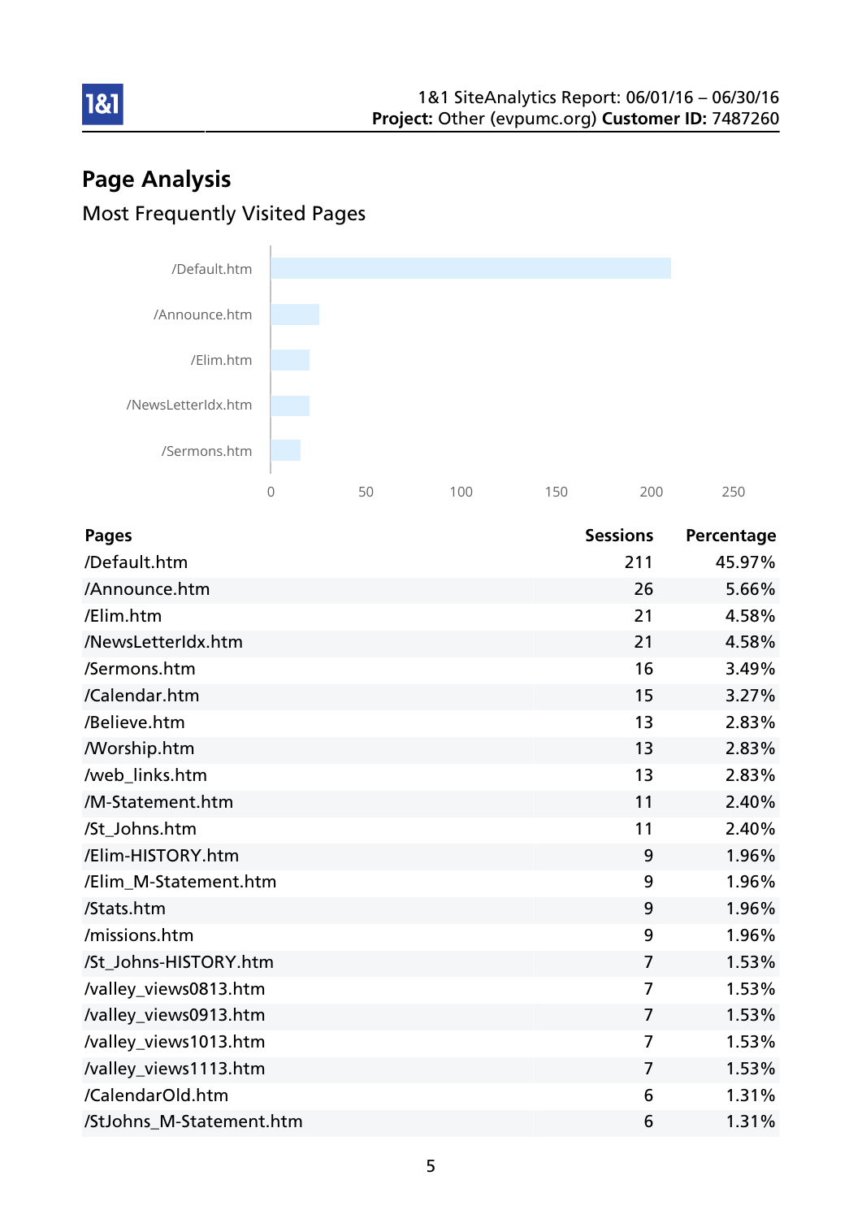# Page Analysis

## Most Frequently Visited Pages

| Pages | Sessions | Percentage |
|---|---|---|
| /Default.htm | 211 | 45.97% |
| /Announce.htm | 26 | 5.66% |
| /Elim.htm | 21 | 4.58% |
| /NewsLetterIdx.htm | 21 | 4.58% |
| /Sermons.htm | 16 | 3.49% |
| /Calendar.htm | 15 | 3.27% |
| /Believe.htm | 13 | 2.83% |
| /Worship.htm | 13 | 2.83% |
| /web_links.htm | 13 | 2.83% |
| /M-Statement.htm | 11 | 2.40% |
| /St_Johns.htm | 11 | 2.40% |
| /Elim-HISTORY.htm | 9 | 1.96% |
| /Elim_M-Statement.htm | 9 | 1.96% |
| /Stats.htm | 9 | 1.96% |
| /missions.htm | 9 | 1.96% |
| /St_Johns-HISTORY.htm | 7 | 1.53% |
| /valley_views0813.htm | 7 | 1.53% |
| /valley_views0913.htm | 7 | 1.53% |
| /valley_views1013.htm | 7 | 1.53% |
| /valley_views1113.htm | 7 | 1.53% |
| /CalendarOld.htm | 6 | 1.31% |
| /StJohns_M-Statement.htm | 6 | 1.31% |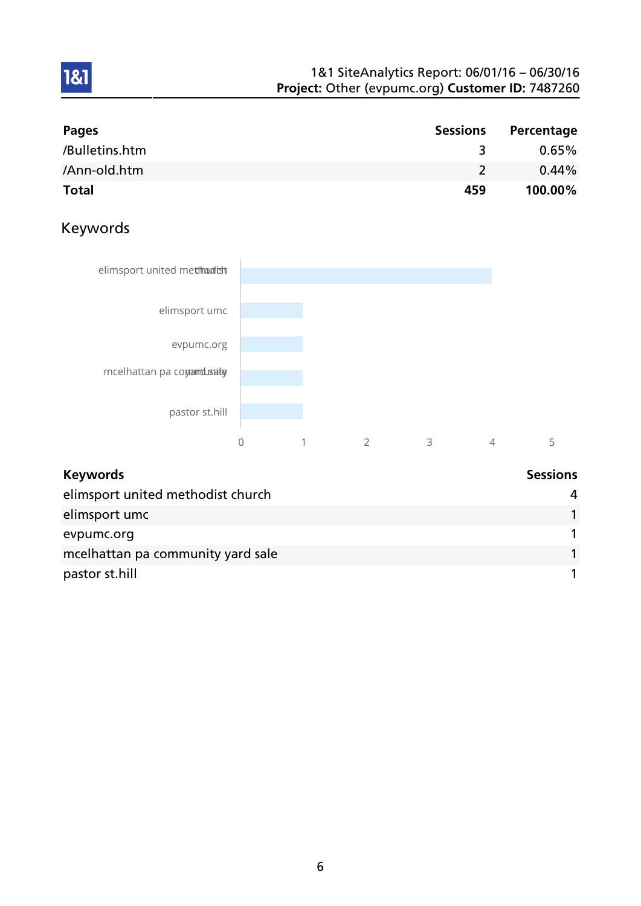| Pages | Sessions | Percentage |
|---|---|---|
| /Bulletins.htm | 3 | 0.65% |
| /Ann-old.htm | 2 | 0.44% |
| **Total** | **459** | **100.00%** |

## Keywords

| Keywords | Sessions |
|---|---|
| elimsport united methodist church | 4 |
| elimsport umc | 1 |
| evpumc.org | 1 |
| mcelhattan pa community yard sale | 1 |
| pastor st.hill | 1 |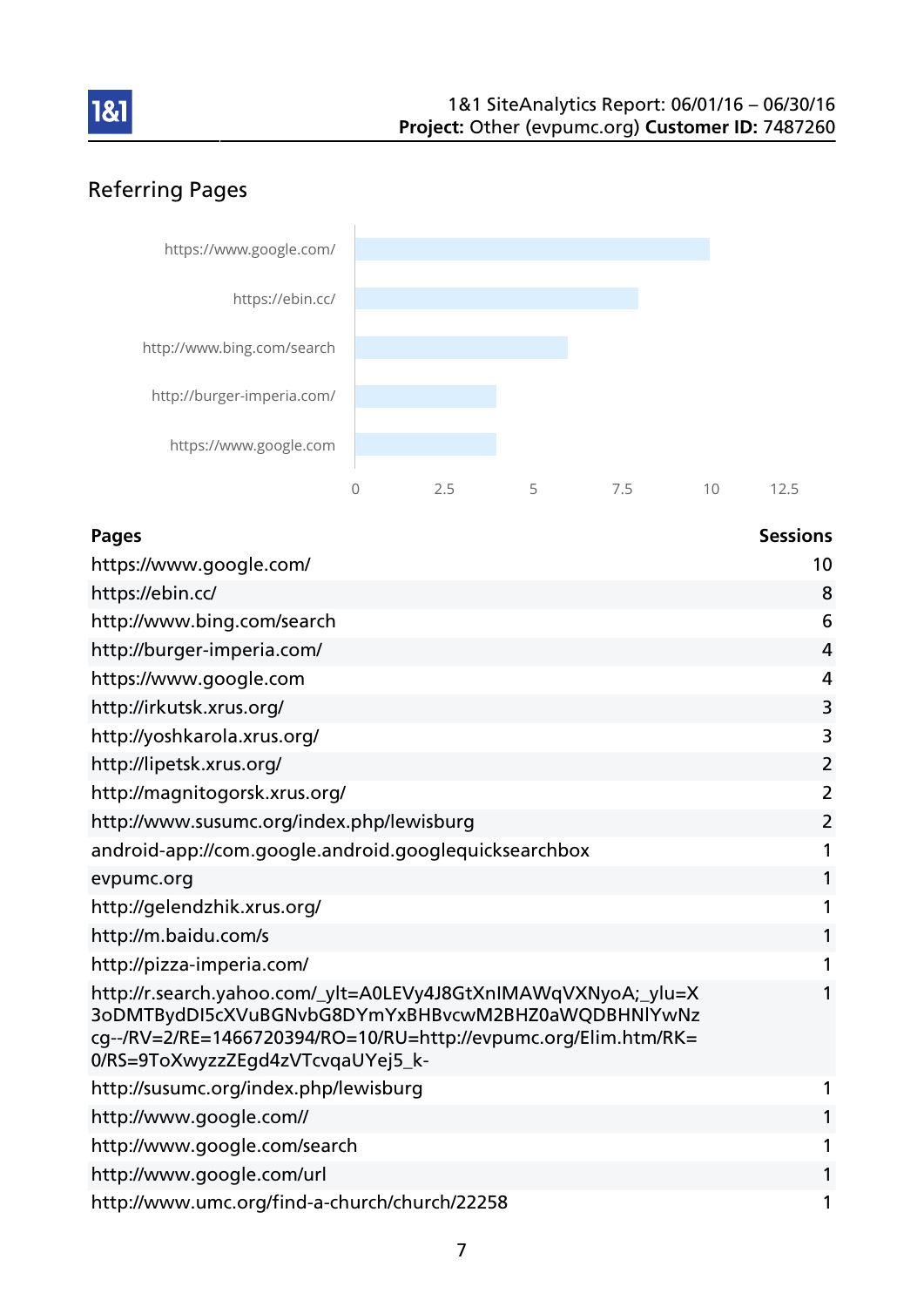## Referring Pages

| Pages | Sessions |
|---|---|
| https://www.google.com/ | 10 |
| https://ebin.cc/ | 8 |
| http://www.bing.com/search | 6 |
| http://burger-imperia.com/ | 4 |
| https://www.google.com | 4 |
| http://irkutsk.xrus.org/ | 3 |
| http://yoshkarola.xrus.org/ | 3 |
| http://lipetsk.xrus.org/ | 2 |
| http://magnitogorsk.xrus.org/ | 2 |
| http://www.susumc.org/index.php/lewisburg | 2 |
| android-app://com.google.android.googlequicksearchbox | 1 |
| evpumc.org | 1 |
| http://gelendzhik.xrus.org/ | 1 |
| http://m.baidu.com/s | 1 |
| http://pizza-imperia.com/ | 1 |
| http://r.search.yahoo.com/_ylt=A0LEVy4J8GtXnIMAWqVXNyoA;_ylu=X3oDMTBydDI5cXVuBGNvbG8DYmYxBHBvcwM2BHZ0aWQDBHNlYwNzcg--/RV=2/RE=1466720394/RO=10/RU=http://evpumc.org/Elim.htm/RK=0/RS=9ToXwyzzZEgd4zVTcvqaUYej5_k- | 1 |
| http://susumc.org/index.php/lewisburg | 1 |
| http://www.google.com// | 1 |
| http://www.google.com/search | 1 |
| http://www.google.com/url | 1 |
| http://www.umc.org/find-a-church/church/22258 | 1 |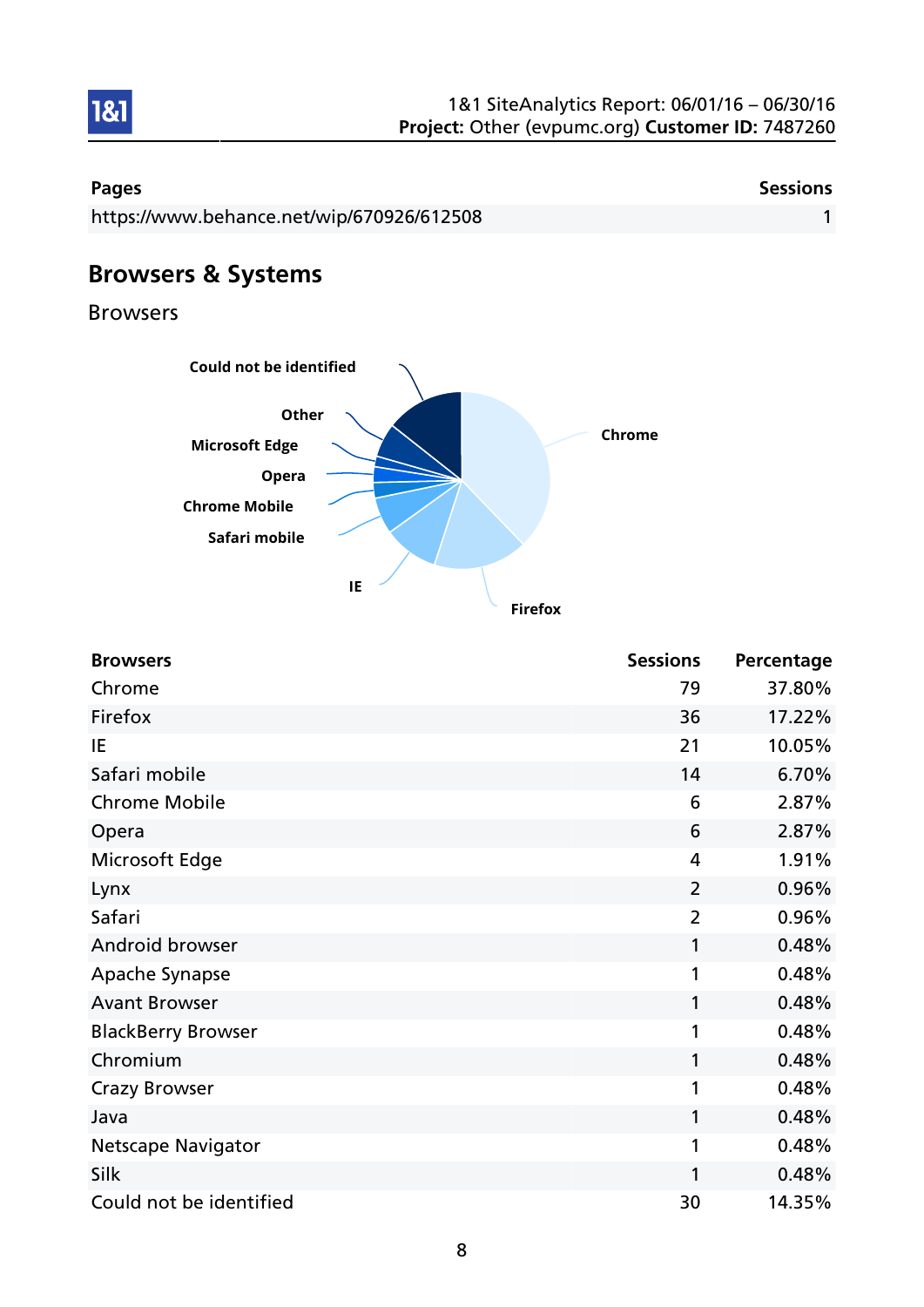| Pages | Sessions |
| --- | --- |
| https://www.behance.net/wip/670926/612508 | 1 |

## Browsers & Systems

### Browsers

| Browsers | Sessions | Percentage |
| --- | --- | --- |
| Chrome | 79 | 37.80% |
| Firefox | 36 | 17.22% |
| IE | 21 | 10.05% |
| Safari mobile | 14 | 6.70% |
| Chrome Mobile | 6 | 2.87% |
| Opera | 6 | 2.87% |
| Microsoft Edge | 4 | 1.91% |
| Lynx | 2 | 0.96% |
| Safari | 2 | 0.96% |
| Android browser | 1 | 0.48% |
| Apache Synapse | 1 | 0.48% |
| Avant Browser | 1 | 0.48% |
| BlackBerry Browser | 1 | 0.48% |
| Chromium | 1 | 0.48% |
| Crazy Browser | 1 | 0.48% |
| Java | 1 | 0.48% |
| Netscape Navigator | 1 | 0.48% |
| Silk | 1 | 0.48% |
| Could not be identified | 30 | 14.35% |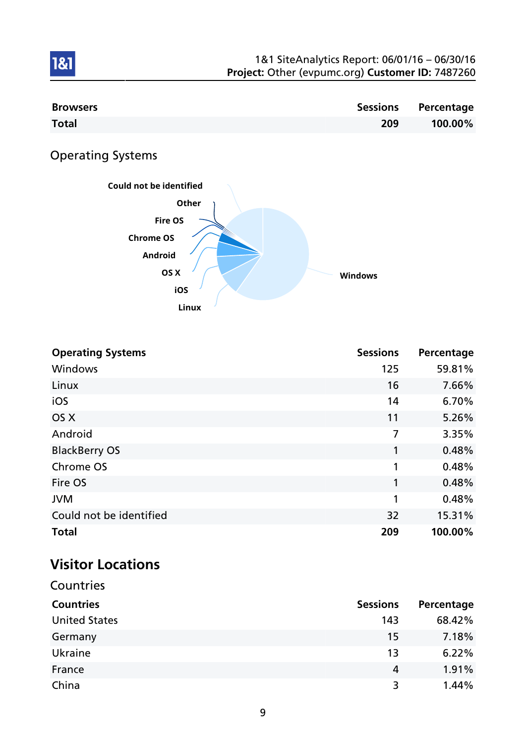| Browsers | Sessions | Percentage |
|---|---|---|
| **Total** | **209** | **100.00%** |

## Operating Systems

| Operating Systems | Sessions | Percentage |
|---|---|---|
| Windows | 125 | 59.81% |
| Linux | 16 | 7.66% |
| iOS | 14 | 6.70% |
| OS X | 11 | 5.26% |
| Android | 7 | 3.35% |
| BlackBerry OS | 1 | 0.48% |
| Chrome OS | 1 | 0.48% |
| Fire OS | 1 | 0.48% |
| JVM | 1 | 0.48% |
| Could not be identified | 32 | 15.31% |
| **Total** | **209** | **100.00%** |

# Visitor Locations

## Countries

| Countries | Sessions | Percentage |
|---|---|---|
| United States | 143 | 68.42% |
| Germany | 15 | 7.18% |
| Ukraine | 13 | 6.22% |
| France | 4 | 1.91% |
| China | 3 | 1.44% |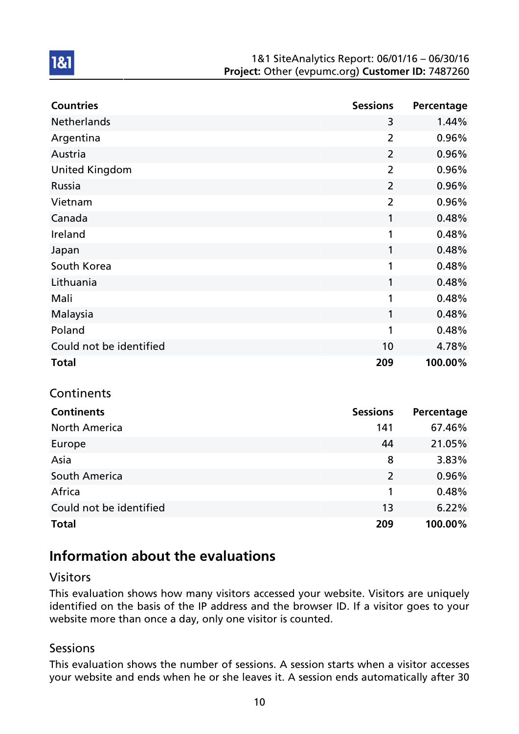| Countries | Sessions | Percentage |
|---|---|---|
| Netherlands | 3 | 1.44% |
| Argentina | 2 | 0.96% |
| Austria | 2 | 0.96% |
| United Kingdom | 2 | 0.96% |
| Russia | 2 | 0.96% |
| Vietnam | 2 | 0.96% |
| Canada | 1 | 0.48% |
| Ireland | 1 | 0.48% |
| Japan | 1 | 0.48% |
| South Korea | 1 | 0.48% |
| Lithuania | 1 | 0.48% |
| Mali | 1 | 0.48% |
| Malaysia | 1 | 0.48% |
| Poland | 1 | 0.48% |
| Could not be identified | 10 | 4.78% |
| **Total** | **209** | **100.00%** |

### Continents

| Continents | Sessions | Percentage |
|---|---|---|
| North America | 141 | 67.46% |
| Europe | 44 | 21.05% |
| Asia | 8 | 3.83% |
| South America | 2 | 0.96% |
| Africa | 1 | 0.48% |
| Could not be identified | 13 | 6.22% |
| **Total** | **209** | **100.00%** |

## Information about the evaluations

### Visitors

This evaluation shows how many visitors accessed your website. Visitors are uniquely identified on the basis of the IP address and the browser ID. If a visitor goes to your website more than once a day, only one visitor is counted.

### Sessions

This evaluation shows the number of sessions. A session starts when a visitor accesses your website and ends when he or she leaves it. A session ends automatically after 30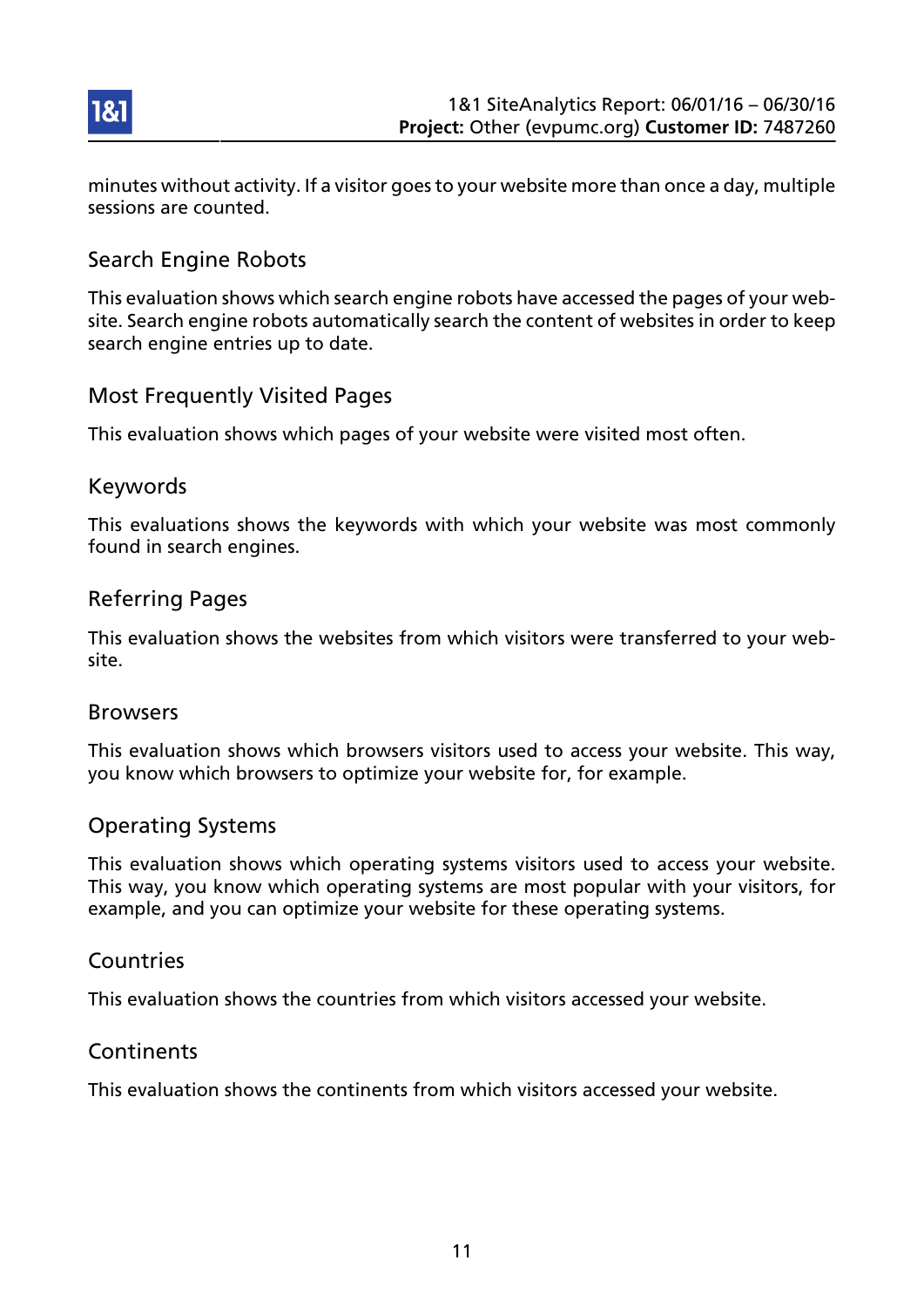minutes without activity. If a visitor goes to your website more than once a day, multiple sessions are counted.

## Search Engine Robots

This evaluation shows which search engine robots have accessed the pages of your website. Search engine robots automatically search the content of websites in order to keep search engine entries up to date.

## Most Frequently Visited Pages

This evaluation shows which pages of your website were visited most often.

## Keywords

This evaluations shows the keywords with which your website was most commonly found in search engines.

## Referring Pages

This evaluation shows the websites from which visitors were transferred to your website.

## Browsers

This evaluation shows which browsers visitors used to access your website. This way, you know which browsers to optimize your website for, for example.

## Operating Systems

This evaluation shows which operating systems visitors used to access your website. This way, you know which operating systems are most popular with your visitors, for example, and you can optimize your website for these operating systems.

## Countries

This evaluation shows the countries from which visitors accessed your website.

## Continents

This evaluation shows the continents from which visitors accessed your website.